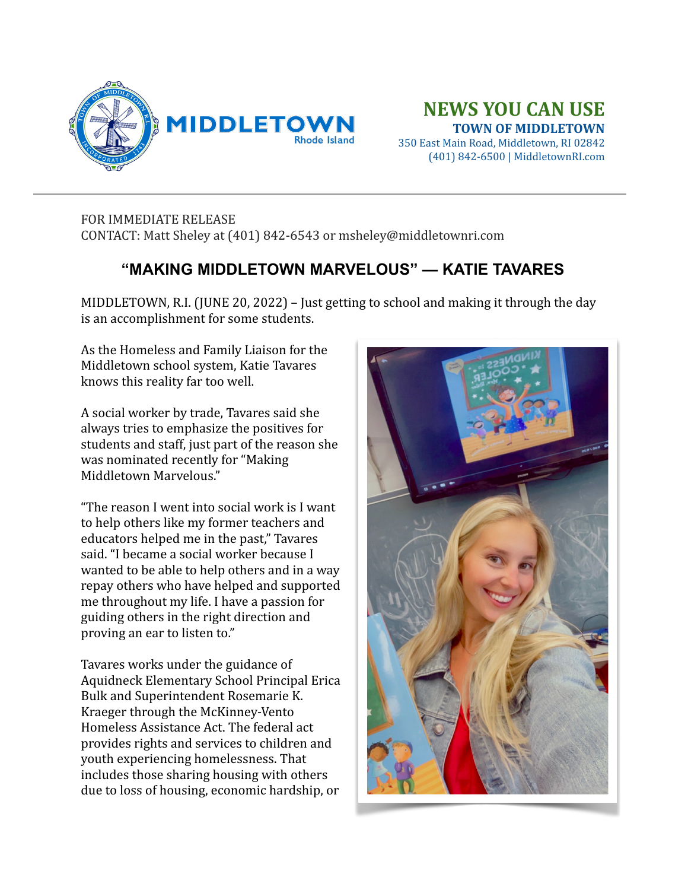**MIDDLETOWN** Rhode Island

## NEWS YOU CAN USE

**TOWN OF MIDDLETOWN**
350 East Main Road, Middletown, RI 02842
(401) 842-6500 | MiddletownRI.com

---

FOR IMMEDIATE RELEASE
CONTACT: Matt Sheley at (401) 842-6543 or msheley@middletownri.com

# "MAKING MIDDLETOWN MARVELOUS" — KATIE TAVARES

MIDDLETOWN, R.I. (JUNE 20, 2022) – Just getting to school and making it through the day is an accomplishment for some students.

As the Homeless and Family Liaison for the Middletown school system, Katie Tavares knows this reality far too well.

A social worker by trade, Tavares said she always tries to emphasize the positives for students and staff, just part of the reason she was nominated recently for "Making Middletown Marvelous."

"The reason I went into social work is I want to help others like my former teachers and educators helped me in the past," Tavares said. "I became a social worker because I wanted to be able to help others and in a way repay others who have helped and supported me throughout my life. I have a passion for guiding others in the right direction and proving an ear to listen to."

Tavares works under the guidance of Aquidneck Elementary School Principal Erica Bulk and Superintendent Rosemarie K. Kraeger through the McKinney-Vento Homeless Assistance Act. The federal act provides rights and services to children and youth experiencing homelessness. That includes those sharing housing with others due to loss of housing, economic hardship, or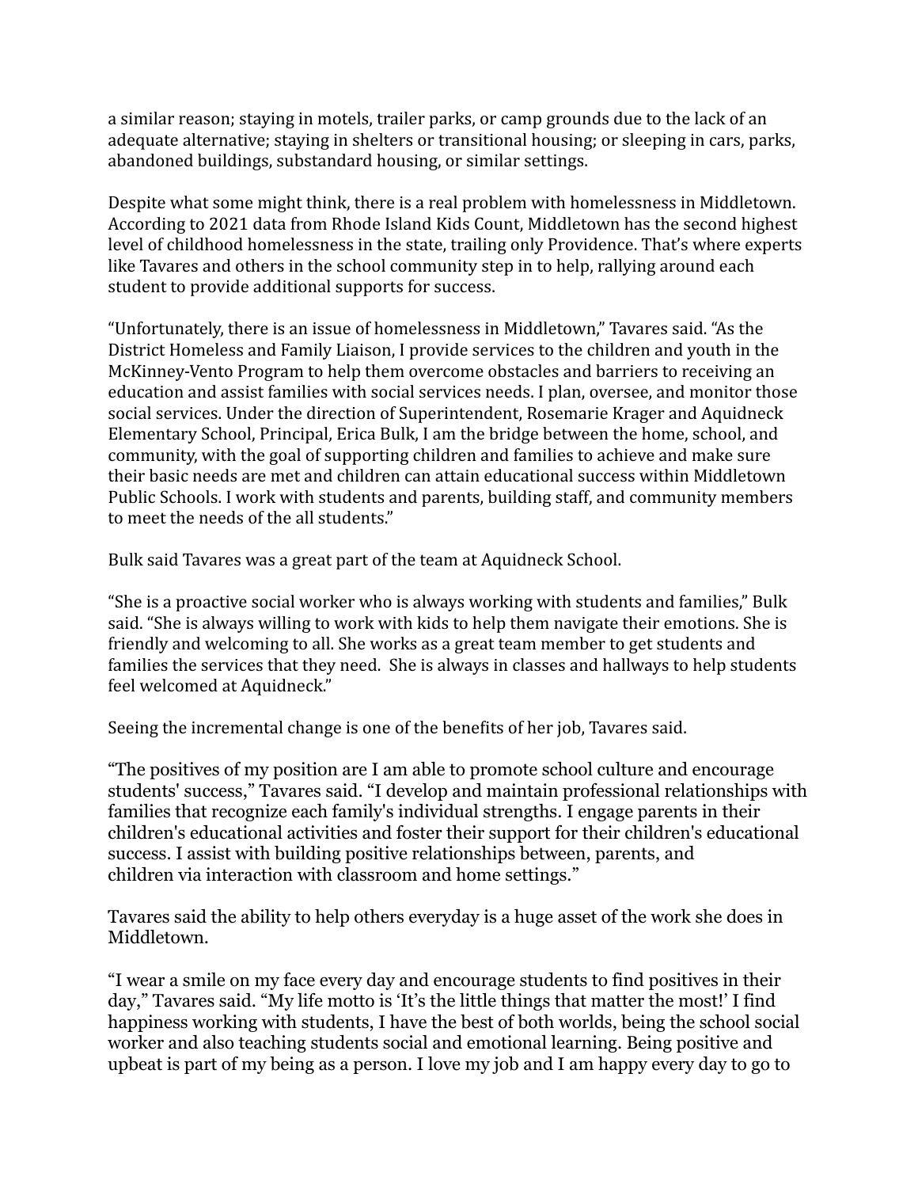a similar reason; staying in motels, trailer parks, or camp grounds due to the lack of an adequate alternative; staying in shelters or transitional housing; or sleeping in cars, parks, abandoned buildings, substandard housing, or similar settings.

Despite what some might think, there is a real problem with homelessness in Middletown. According to 2021 data from Rhode Island Kids Count, Middletown has the second highest level of childhood homelessness in the state, trailing only Providence. That's where experts like Tavares and others in the school community step in to help, rallying around each student to provide additional supports for success.

"Unfortunately, there is an issue of homelessness in Middletown," Tavares said. "As the District Homeless and Family Liaison, I provide services to the children and youth in the McKinney-Vento Program to help them overcome obstacles and barriers to receiving an education and assist families with social services needs. I plan, oversee, and monitor those social services. Under the direction of Superintendent, Rosemarie Krager and Aquidneck Elementary School, Principal, Erica Bulk, I am the bridge between the home, school, and community, with the goal of supporting children and families to achieve and make sure their basic needs are met and children can attain educational success within Middletown Public Schools. I work with students and parents, building staff, and community members to meet the needs of the all students."

Bulk said Tavares was a great part of the team at Aquidneck School.

"She is a proactive social worker who is always working with students and families," Bulk said. "She is always willing to work with kids to help them navigate their emotions. She is friendly and welcoming to all. She works as a great team member to get students and families the services that they need. She is always in classes and hallways to help students feel welcomed at Aquidneck."

Seeing the incremental change is one of the benefits of her job, Tavares said.

"The positives of my position are I am able to promote school culture and encourage students' success," Tavares said. "I develop and maintain professional relationships with families that recognize each family's individual strengths. I engage parents in their children's educational activities and foster their support for their children's educational success. I assist with building positive relationships between, parents, and children via interaction with classroom and home settings."

Tavares said the ability to help others everyday is a huge asset of the work she does in Middletown.

"I wear a smile on my face every day and encourage students to find positives in their day," Tavares said. "My life motto is 'It's the little things that matter the most!' I find happiness working with students, I have the best of both worlds, being the school social worker and also teaching students social and emotional learning. Being positive and upbeat is part of my being as a person. I love my job and I am happy every day to go to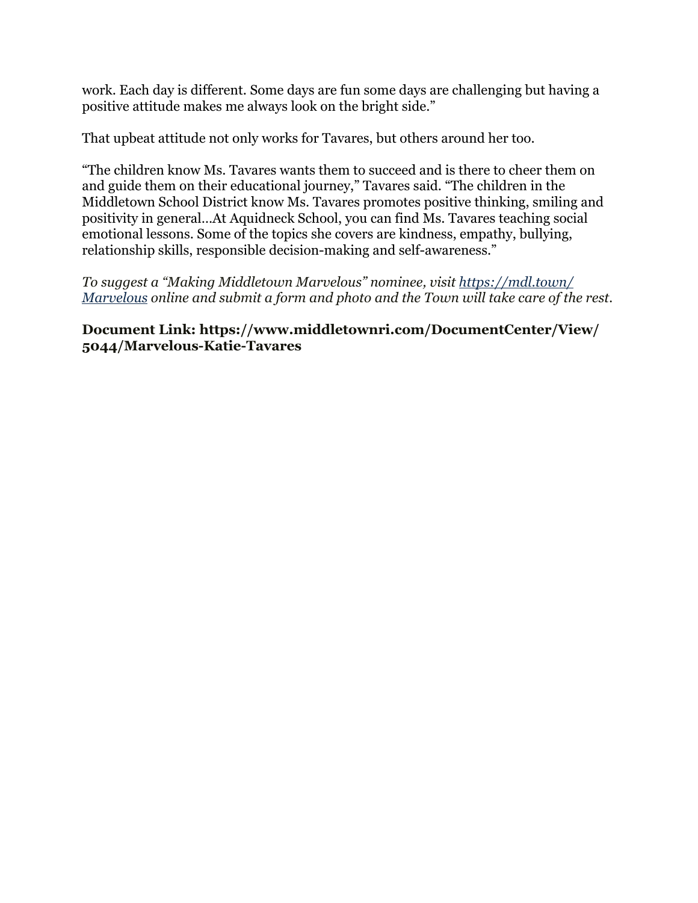work. Each day is different. Some days are fun some days are challenging but having a positive attitude makes me always look on the bright side."

That upbeat attitude not only works for Tavares, but others around her too.

"The children know Ms. Tavares wants them to succeed and is there to cheer them on and guide them on their educational journey," Tavares said. "The children in the Middletown School District know Ms. Tavares promotes positive thinking, smiling and positivity in general…At Aquidneck School, you can find Ms. Tavares teaching social emotional lessons. Some of the topics she covers are kindness, empathy, bullying, relationship skills, responsible decision-making and self-awareness."

*To suggest a "Making Middletown Marvelous" nominee, visit [https://mdl.town/Marvelous](https://mdl.town/Marvelous) online and submit a form and photo and the Town will take care of the rest.*

**Document Link: https://www.middletownri.com/DocumentCenter/View/5044/Marvelous-Katie-Tavares**